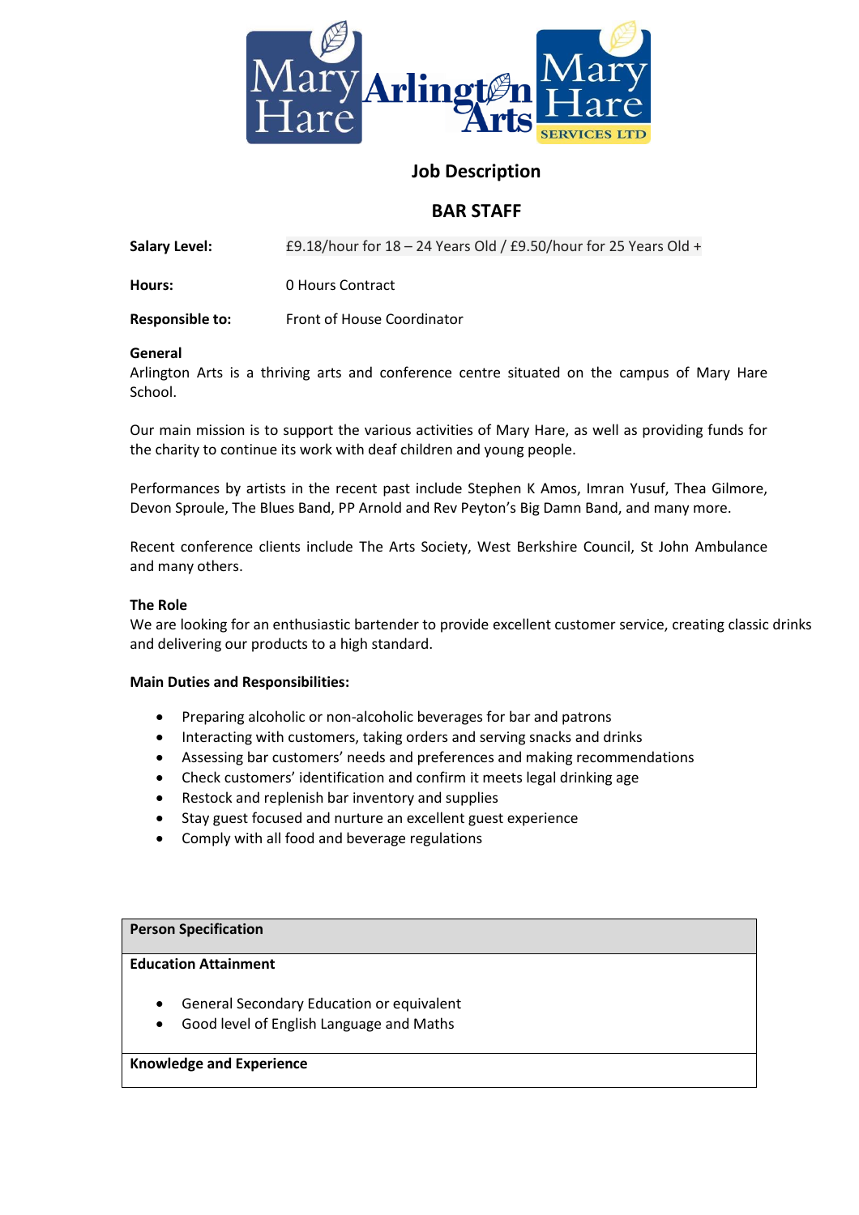# Job Description

## BAR STAFF

**Salary Level:** £9.18/hour for 18 – 24 Years Old / £9.50/hour for 25 Years Old +

**Hours:** 0 Hours Contract

**Responsible to:** Front of House Coordinator

**General**

Arlington Arts is a thriving arts and conference centre situated on the campus of Mary Hare School.

Our main mission is to support the various activities of Mary Hare, as well as providing funds for the charity to continue its work with deaf children and young people.

Performances by artists in the recent past include Stephen K Amos, Imran Yusuf, Thea Gilmore, Devon Sproule, The Blues Band, PP Arnold and Rev Peyton's Big Damn Band, and many more.

Recent conference clients include The Arts Society, West Berkshire Council, St John Ambulance and many others.

**The Role**

We are looking for an enthusiastic bartender to provide excellent customer service, creating classic drinks and delivering our products to a high standard.

**Main Duties and Responsibilities:**

- Preparing alcoholic or non-alcoholic beverages for bar and patrons
- Interacting with customers, taking orders and serving snacks and drinks
- Assessing bar customers' needs and preferences and making recommendations
- Check customers' identification and confirm it meets legal drinking age
- Restock and replenish bar inventory and supplies
- Stay guest focused and nurture an excellent guest experience
- Comply with all food and beverage regulations

| **Person Specification** |
|---|
| **Education Attainment**<br><br>• General Secondary Education or equivalent<br>• Good level of English Language and Maths |
| **Knowledge and Experience** |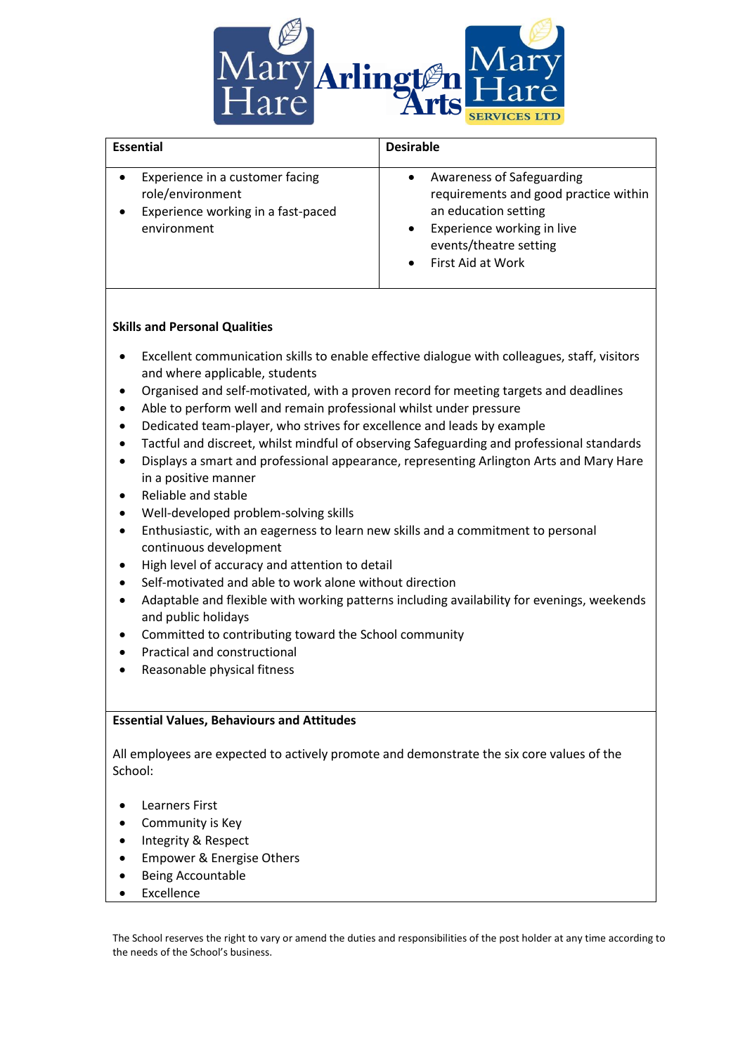| Essential | Desirable |
|---|---|
| • Experience in a customer facing role/environment<br>• Experience working in a fast-paced environment | • Awareness of Safeguarding requirements and good practice within an education setting<br>• Experience working in live events/theatre setting<br>• First Aid at Work |

**Skills and Personal Qualities**

- Excellent communication skills to enable effective dialogue with colleagues, staff, visitors and where applicable, students
- Organised and self-motivated, with a proven record for meeting targets and deadlines
- Able to perform well and remain professional whilst under pressure
- Dedicated team-player, who strives for excellence and leads by example
- Tactful and discreet, whilst mindful of observing Safeguarding and professional standards
- Displays a smart and professional appearance, representing Arlington Arts and Mary Hare in a positive manner
- Reliable and stable
- Well-developed problem-solving skills
- Enthusiastic, with an eagerness to learn new skills and a commitment to personal continuous development
- High level of accuracy and attention to detail
- Self-motivated and able to work alone without direction
- Adaptable and flexible with working patterns including availability for evenings, weekends and public holidays
- Committed to contributing toward the School community
- Practical and constructional
- Reasonable physical fitness

**Essential Values, Behaviours and Attitudes**

All employees are expected to actively promote and demonstrate the six core values of the School:

- Learners First
- Community is Key
- Integrity & Respect
- Empower & Energise Others
- Being Accountable
- Excellence

The School reserves the right to vary or amend the duties and responsibilities of the post holder at any time according to the needs of the School's business.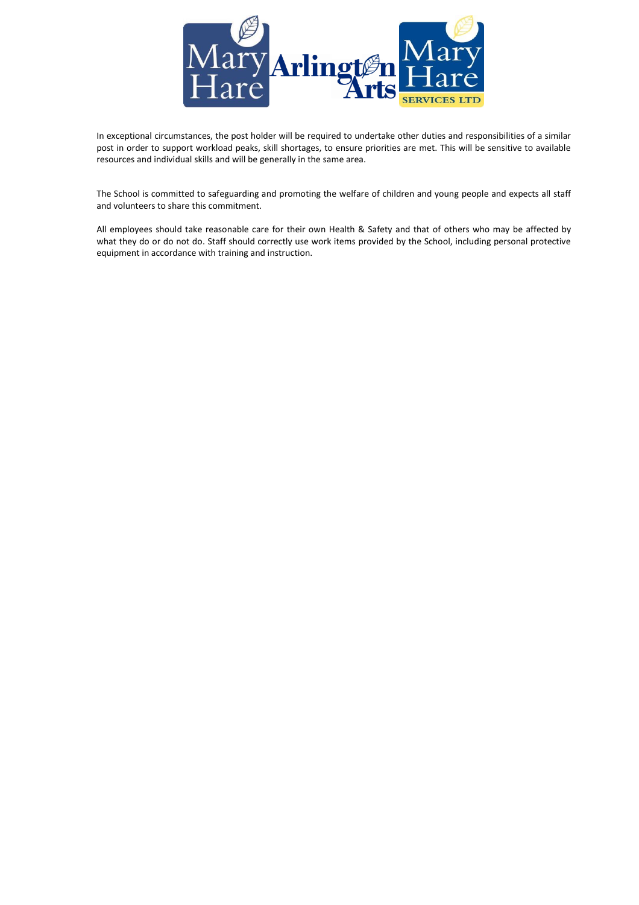In exceptional circumstances, the post holder will be required to undertake other duties and responsibilities of a similar post in order to support workload peaks, skill shortages, to ensure priorities are met. This will be sensitive to available resources and individual skills and will be generally in the same area.

The School is committed to safeguarding and promoting the welfare of children and young people and expects all staff and volunteers to share this commitment.

All employees should take reasonable care for their own Health & Safety and that of others who may be affected by what they do or do not do. Staff should correctly use work items provided by the School, including personal protective equipment in accordance with training and instruction.